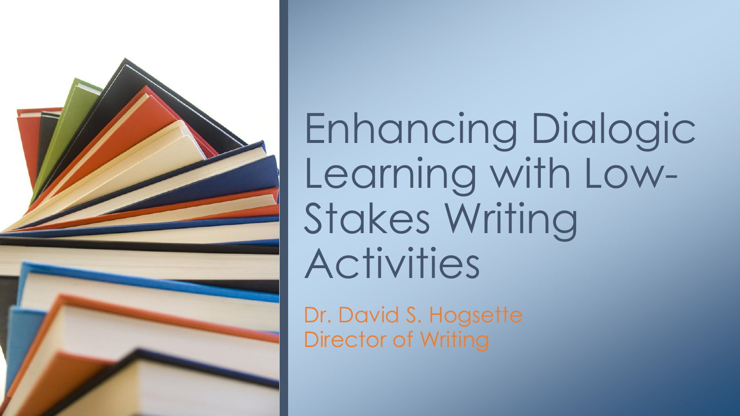# Enhancing Dialogic Learning with Low-Stakes Writing Activities

Dr. David S. Hogsette
Director of Writing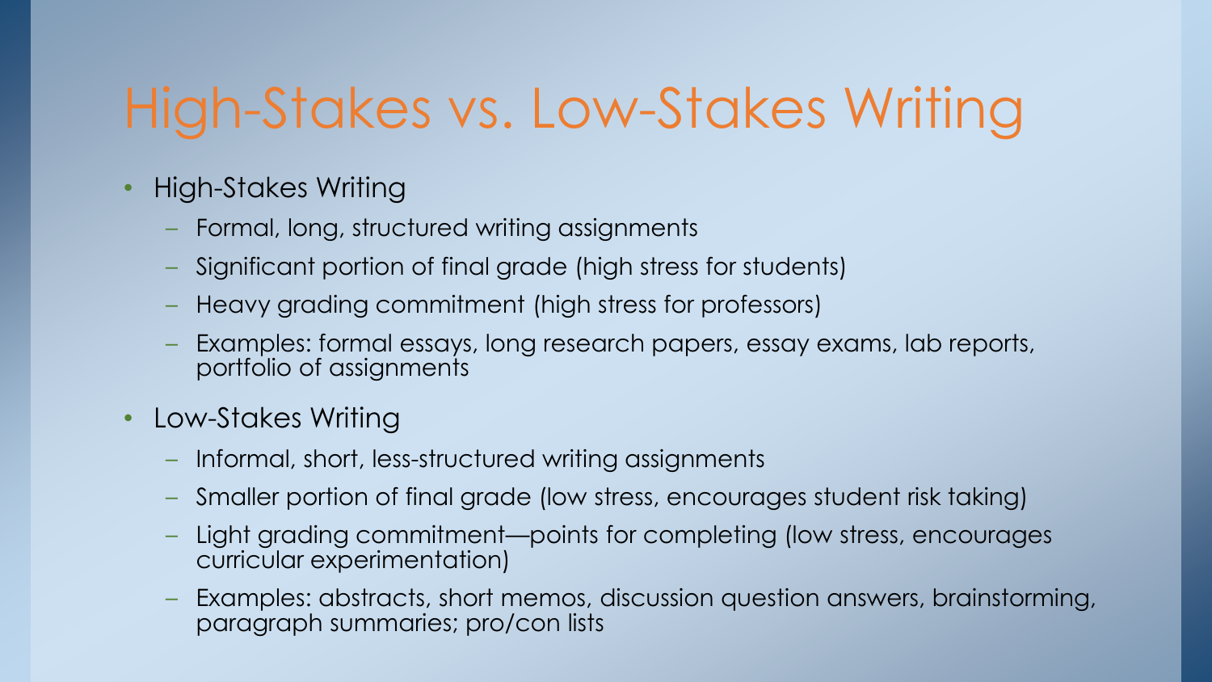# High-Stakes vs. Low-Stakes Writing

- High-Stakes Writing
  - Formal, long, structured writing assignments
  - Significant portion of final grade (high stress for students)
  - Heavy grading commitment (high stress for professors)
  - Examples: formal essays, long research papers, essay exams, lab reports, portfolio of assignments
- Low-Stakes Writing
  - Informal, short, less-structured writing assignments
  - Smaller portion of final grade (low stress, encourages student risk taking)
  - Light grading commitment—points for completing (low stress, encourages curricular experimentation)
  - Examples: abstracts, short memos, discussion question answers, brainstorming, paragraph summaries; pro/con lists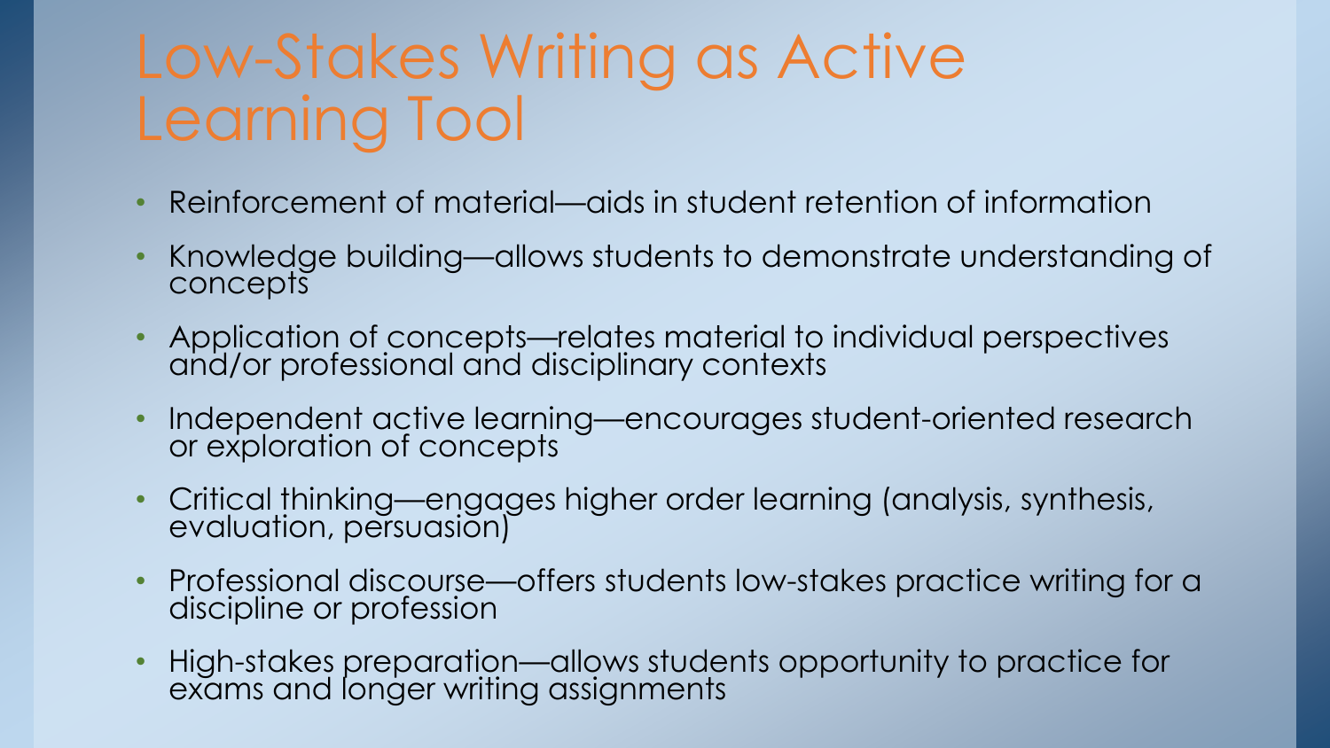# Low-Stakes Writing as Active Learning Tool

- Reinforcement of material—aids in student retention of information
- Knowledge building—allows students to demonstrate understanding of concepts
- Application of concepts—relates material to individual perspectives and/or professional and disciplinary contexts
- Independent active learning—encourages student-oriented research or exploration of concepts
- Critical thinking—engages higher order learning (analysis, synthesis, evaluation, persuasion)
- Professional discourse—offers students low-stakes practice writing for a discipline or profession
- High-stakes preparation—allows students opportunity to practice for exams and longer writing assignments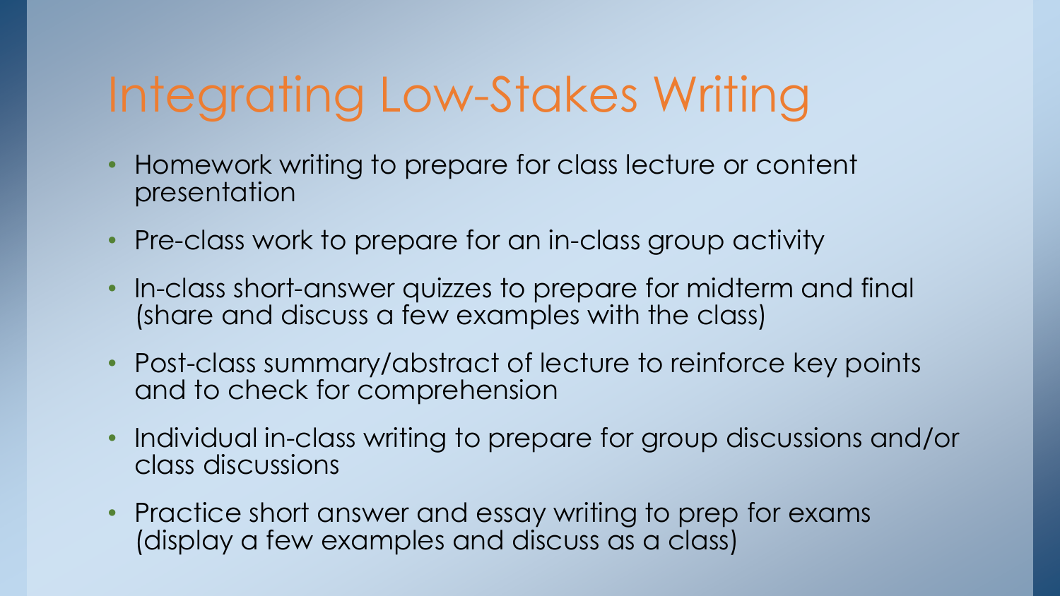# Integrating Low-Stakes Writing

- Homework writing to prepare for class lecture or content presentation
- Pre-class work to prepare for an in-class group activity
- In-class short-answer quizzes to prepare for midterm and final (share and discuss a few examples with the class)
- Post-class summary/abstract of lecture to reinforce key points and to check for comprehension
- Individual in-class writing to prepare for group discussions and/or class discussions
- Practice short answer and essay writing to prep for exams (display a few examples and discuss as a class)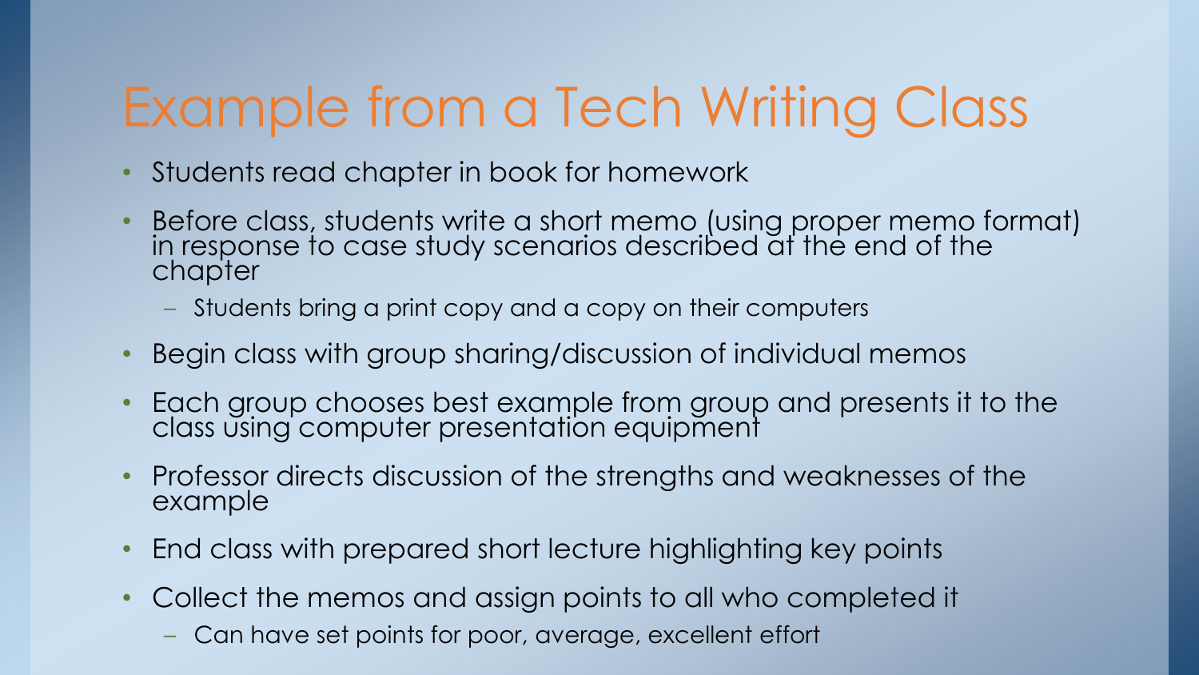# Example from a Tech Writing Class

- Students read chapter in book for homework
- Before class, students write a short memo (using proper memo format) in response to case study scenarios described at the end of the chapter
  - Students bring a print copy and a copy on their computers
- Begin class with group sharing/discussion of individual memos
- Each group chooses best example from group and presents it to the class using computer presentation equipment
- Professor directs discussion of the strengths and weaknesses of the example
- End class with prepared short lecture highlighting key points
- Collect the memos and assign points to all who completed it
  - Can have set points for poor, average, excellent effort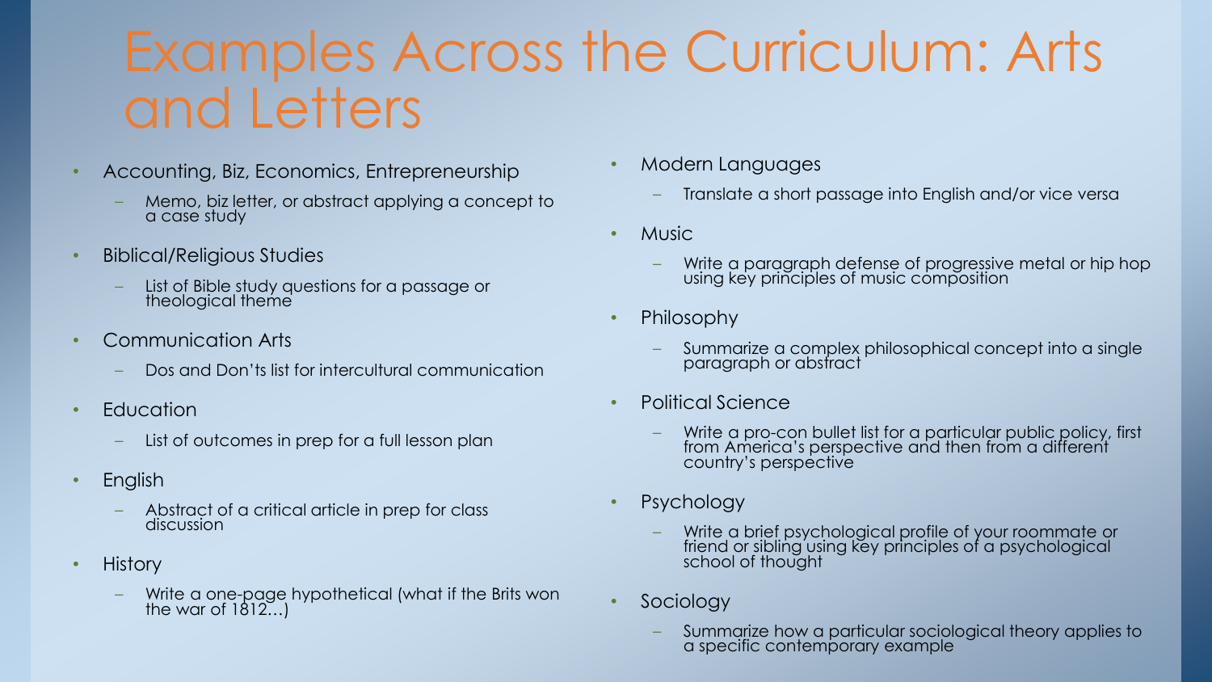# Examples Across the Curriculum: Arts and Letters

- Accounting, Biz, Economics, Entrepreneurship
  - Memo, biz letter, or abstract applying a concept to a case study
- Biblical/Religious Studies
  - List of Bible study questions for a passage or theological theme
- Communication Arts
  - Dos and Don'ts list for intercultural communication
- Education
  - List of outcomes in prep for a full lesson plan
- English
  - Abstract of a critical article in prep for class discussion
- History
  - Write a one-page hypothetical (what if the Brits won the war of 1812…)
- Modern Languages
  - Translate a short passage into English and/or vice versa
- Music
  - Write a paragraph defense of progressive metal or hip hop using key principles of music composition
- Philosophy
  - Summarize a complex philosophical concept into a single paragraph or abstract
- Political Science
  - Write a pro-con bullet list for a particular public policy, first from America's perspective and then from a different country's perspective
- Psychology
  - Write a brief psychological profile of your roommate or friend or sibling using key principles of a psychological school of thought
- Sociology
  - Summarize how a particular sociological theory applies to a specific contemporary example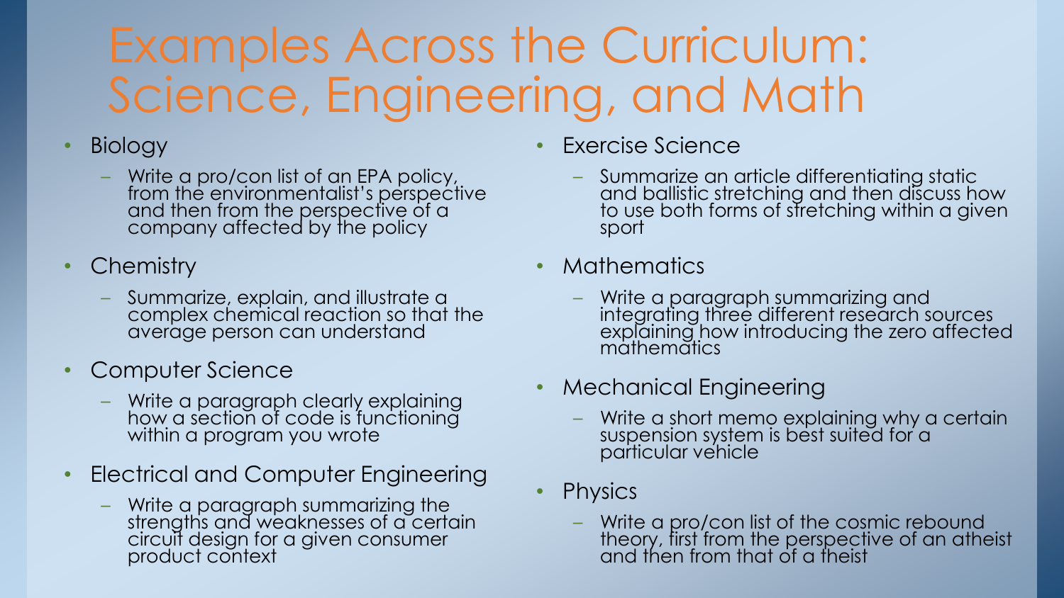# Examples Across the Curriculum: Science, Engineering, and Math

- Biology
  - Write a pro/con list of an EPA policy, from the environmentalist's perspective and then from the perspective of a company affected by the policy
- Chemistry
  - Summarize, explain, and illustrate a complex chemical reaction so that the average person can understand
- Computer Science
  - Write a paragraph clearly explaining how a section of code is functioning within a program you wrote
- Electrical and Computer Engineering
  - Write a paragraph summarizing the strengths and weaknesses of a certain circuit design for a given consumer product context
- Exercise Science
  - Summarize an article differentiating static and ballistic stretching and then discuss how to use both forms of stretching within a given sport
- Mathematics
  - Write a paragraph summarizing and integrating three different research sources explaining how introducing the zero affected mathematics
- Mechanical Engineering
  - Write a short memo explaining why a certain suspension system is best suited for a particular vehicle
- Physics
  - Write a pro/con list of the cosmic rebound theory, first from the perspective of an atheist and then from that of a theist